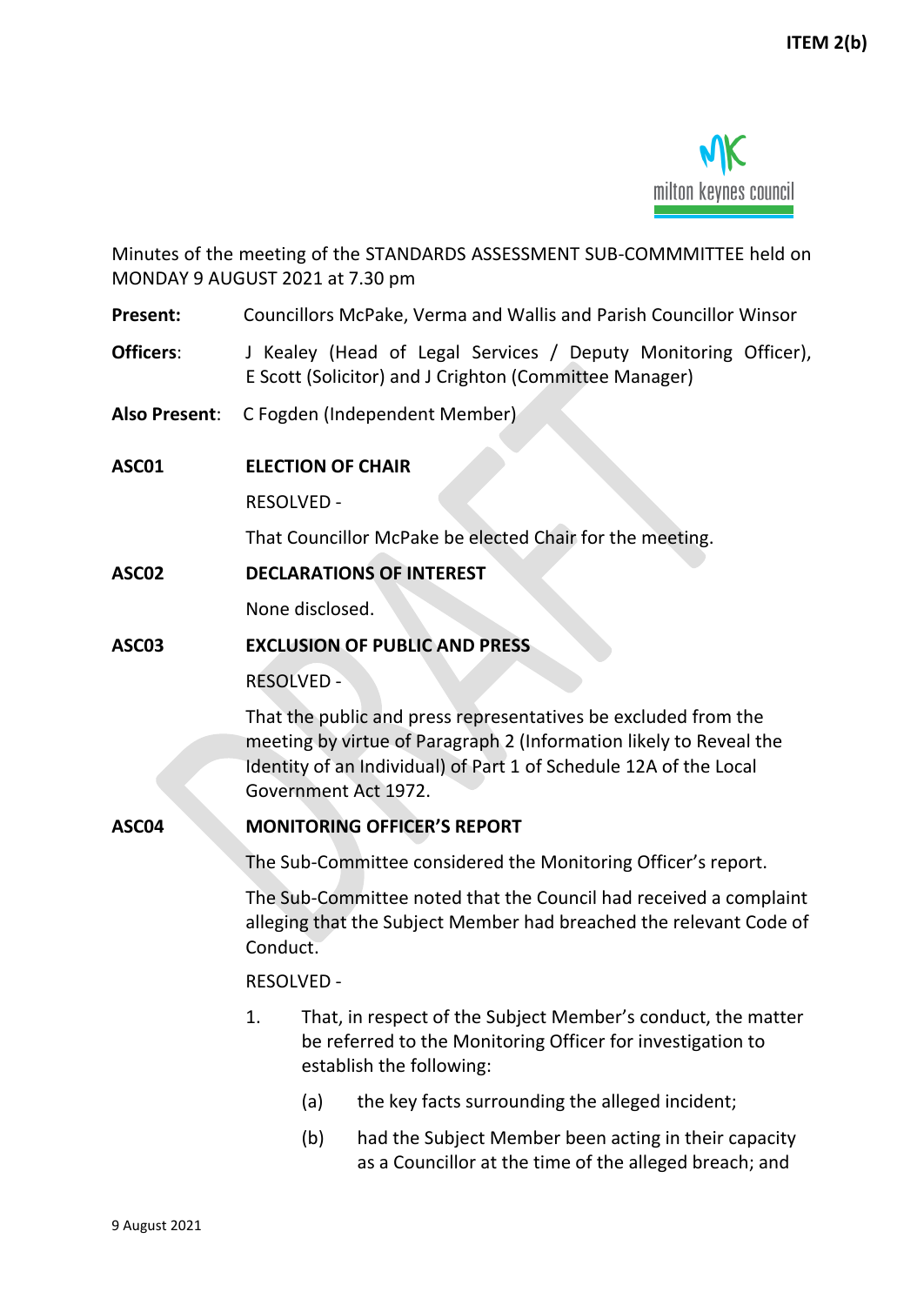ITEM 2(b)

Minutes of the meeting of the STANDARDS ASSESSMENT SUB-COMMMITTEE held on MONDAY 9 AUGUST 2021 at 7.30 pm

**Present:** Councillors McPake, Verma and Wallis and Parish Councillor Winsor

**Officers**: J Kealey (Head of Legal Services / Deputy Monitoring Officer), E Scott (Solicitor) and J Crighton (Committee Manager)

**Also Present**: C Fogden (Independent Member)

**ASC01 ELECTION OF CHAIR**

RESOLVED -

That Councillor McPake be elected Chair for the meeting.

**ASC02 DECLARATIONS OF INTEREST**

None disclosed.

**ASC03 EXCLUSION OF PUBLIC AND PRESS**

RESOLVED -

That the public and press representatives be excluded from the meeting by virtue of Paragraph 2 (Information likely to Reveal the Identity of an Individual) of Part 1 of Schedule 12A of the Local Government Act 1972.

**ASC04 MONITORING OFFICER'S REPORT**

The Sub-Committee considered the Monitoring Officer's report.

The Sub-Committee noted that the Council had received a complaint alleging that the Subject Member had breached the relevant Code of Conduct.

RESOLVED -

1. That, in respect of the Subject Member's conduct, the matter be referred to the Monitoring Officer for investigation to establish the following:

   (a) the key facts surrounding the alleged incident;

   (b) had the Subject Member been acting in their capacity as a Councillor at the time of the alleged breach; and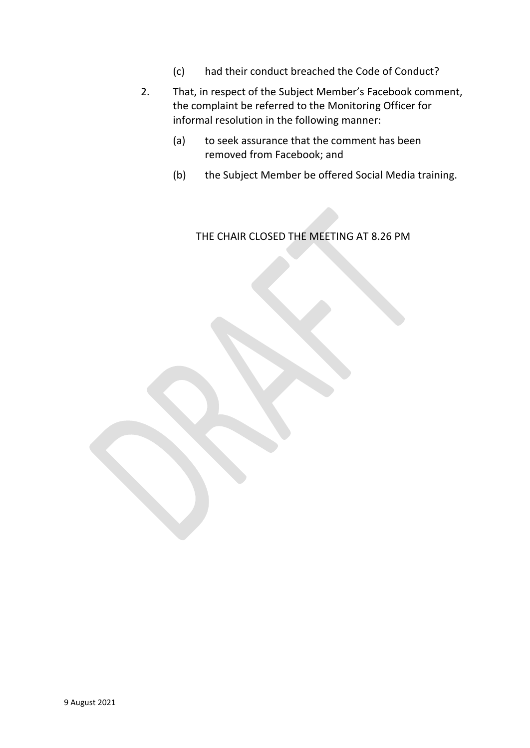(c) had their conduct breached the Code of Conduct?

2. That, in respect of the Subject Member's Facebook comment, the complaint be referred to the Monitoring Officer for informal resolution in the following manner:

   (a) to seek assurance that the comment has been removed from Facebook; and

   (b) the Subject Member be offered Social Media training.

THE CHAIR CLOSED THE MEETING AT 8.26 PM